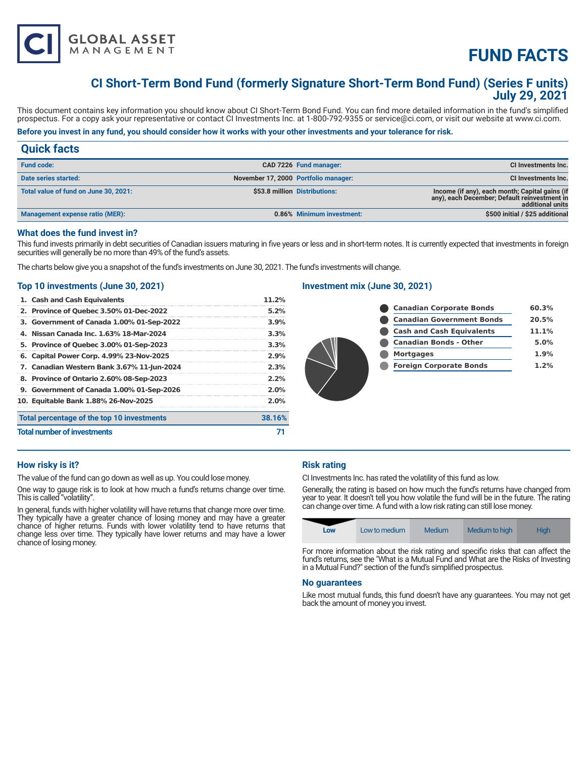# FUND FACTS

## CI Short-Term Bond Fund (formerly Signature Short-Term Bond Fund) (Series F units) July 29, 2021

This document contains key information you should know about CI Short-Term Bond Fund. You can find more detailed information in the fund's simplified prospectus. For a copy ask your representative or contact CI Investments Inc. at 1-800-792-9355 or service@ci.com, or visit our website at www.ci.com.

**Before you invest in any fund, you should consider how it works with your other investments and your tolerance for risk.**

## Quick facts

| | | | |
|---|---|---|---|
| **Fund code:** | CAD 7226 | **Fund manager:** | CI Investments Inc. |
| **Date series started:** | November 17, 2000 | **Portfolio manager:** | CI Investments Inc. |
| **Total value of fund on June 30, 2021:** | $53.8 million | **Distributions:** | Income (if any), each month; Capital gains (if any), each December; Default reinvestment in additional units |
| **Management expense ratio (MER):** | 0.86% | **Minimum investment:** | $500 initial / $25 additional |

### What does the fund invest in?

This fund invests primarily in debt securities of Canadian issuers maturing in five years or less and in short-term notes. It is currently expected that investments in foreign securities will generally be no more than 49% of the fund's assets.

The charts below give you a snapshot of the fund's investments on June 30, 2021. The fund's investments will change.

### Top 10 investments (June 30, 2021)

| | |
|---|---|
| 1. Cash and Cash Equivalents | 11.2% |
| 2. Province of Quebec 3.50% 01-Dec-2022 | 5.2% |
| 3. Government of Canada 1.00% 01-Sep-2022 | 3.9% |
| 4. Nissan Canada Inc. 1.63% 18-Mar-2024 | 3.3% |
| 5. Province of Quebec 3.00% 01-Sep-2023 | 3.3% |
| 6. Capital Power Corp. 4.99% 23-Nov-2025 | 2.9% |
| 7. Canadian Western Bank 3.67% 11-Jun-2024 | 2.3% |
| 8. Province of Ontario 2.60% 08-Sep-2023 | 2.2% |
| 9. Government of Canada 1.00% 01-Sep-2026 | 2.0% |
| 10. Equitable Bank 1.88% 26-Nov-2025 | 2.0% |
| **Total percentage of the top 10 investments** | **38.16%** |
| **Total number of investments** | **71** |

### Investment mix (June 30, 2021)

| | |
|---|---|
| Canadian Corporate Bonds | 60.3% |
| Canadian Government Bonds | 20.5% |
| Cash and Cash Equivalents | 11.1% |
| Canadian Bonds - Other | 5.0% |
| Mortgages | 1.9% |
| Foreign Corporate Bonds | 1.2% |

### How risky is it?

The value of the fund can go down as well as up. You could lose money.

One way to gauge risk is to look at how much a fund's returns change over time. This is called "volatility".

In general, funds with higher volatility will have returns that change more over time. They typically have a greater chance of losing money and may have a greater chance of higher returns. Funds with lower volatility tend to have returns that change less over time. They typically have lower returns and may have a lower chance of losing money.

### Risk rating

CI Investments Inc. has rated the volatility of this fund as low.

Generally, the rating is based on how much the fund's returns have changed from year to year. It doesn't tell you how volatile the fund will be in the future. The rating can change over time. A fund with a low risk rating can still lose money.

| **Low** | Low to medium | Medium | Medium to high | High |
|---|---|---|---|---|

For more information about the risk rating and specific risks that can affect the fund's returns, see the "What is a Mutual Fund and What are the Risks of Investing in a Mutual Fund?" section of the fund's simplified prospectus.

### No guarantees

Like most mutual funds, this fund doesn't have any guarantees. You may not get back the amount of money you invest.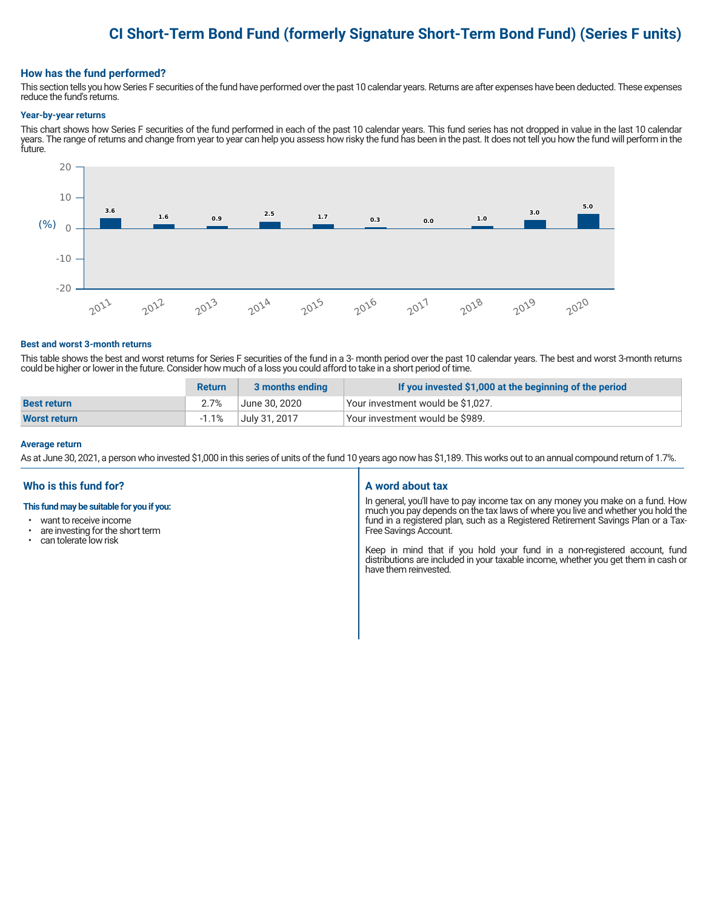# CI Short-Term Bond Fund (formerly Signature Short-Term Bond Fund) (Series F units)

## How has the fund performed?

This section tells you how Series F securities of the fund have performed over the past 10 calendar years. Returns are after expenses have been deducted. These expenses reduce the fund's returns.

### Year-by-year returns

This chart shows how Series F securities of the fund performed in each of the past 10 calendar years. This fund series has not dropped in value in the last 10 calendar years. The range of returns and change from year to year can help you assess how risky the fund has been in the past. It does not tell you how the fund will perform in the future.

| Year | 2011 | 2012 | 2013 | 2014 | 2015 | 2016 | 2017 | 2018 | 2019 | 2020 |
|---|---|---|---|---|---|---|---|---|---|---|
| Return (%) | 3.6 | 1.6 | 0.9 | 2.5 | 1.7 | 0.3 | 0.0 | 1.0 | 3.0 | 5.0 |

### Best and worst 3-month returns

This table shows the best and worst returns for Series F securities of the fund in a 3- month period over the past 10 calendar years. The best and worst 3-month returns could be higher or lower in the future. Consider how much of a loss you could afford to take in a short period of time.

| | Return | 3 months ending | If you invested $1,000 at the beginning of the period |
|---|---|---|---|
| **Best return** | 2.7% | June 30, 2020 | Your investment would be $1,027. |
| **Worst return** | -1.1% | July 31, 2017 | Your investment would be $989. |

### Average return

As at June 30, 2021, a person who invested $1,000 in this series of units of the fund 10 years ago now has $1,189. This works out to an annual compound return of 1.7%.

## Who is this fund for?

**This fund may be suitable for you if you:**

- want to receive income
- are investing for the short term
- can tolerate low risk

## A word about tax

In general, you'll have to pay income tax on any money you make on a fund. How much you pay depends on the tax laws of where you live and whether you hold the fund in a registered plan, such as a Registered Retirement Savings Plan or a Tax-Free Savings Account.

Keep in mind that if you hold your fund in a non-registered account, fund distributions are included in your taxable income, whether you get them in cash or have them reinvested.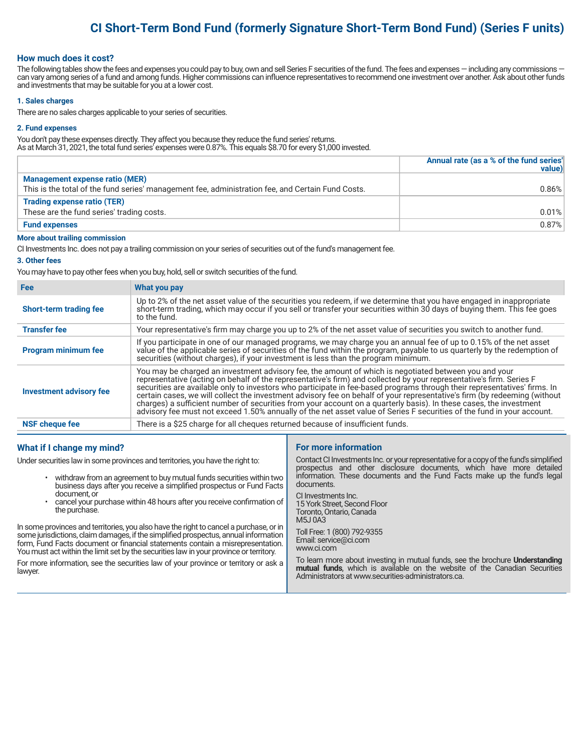# CI Short-Term Bond Fund (formerly Signature Short-Term Bond Fund) (Series F units)

## How much does it cost?

The following tables show the fees and expenses you could pay to buy, own and sell Series F securities of the fund. The fees and expenses — including any commissions — can vary among series of a fund and among funds. Higher commissions can influence representatives to recommend one investment over another. Ask about other funds and investments that may be suitable for you at a lower cost.

### 1. Sales charges

There are no sales charges applicable to your series of securities.

### 2. Fund expenses

You don't pay these expenses directly. They affect you because they reduce the fund series' returns.
As at March 31, 2021, the total fund series' expenses were 0.87%. This equals $8.70 for every $1,000 invested.

| | Annual rate (as a % of the fund series' value) |
|---|---|
| **Management expense ratio (MER)**<br>This is the total of the fund series' management fee, administration fee, and Certain Fund Costs. | 0.86% |
| **Trading expense ratio (TER)**<br>These are the fund series' trading costs. | 0.01% |
| **Fund expenses** | 0.87% |

#### More about trailing commission

CI Investments Inc. does not pay a trailing commission on your series of securities out of the fund's management fee.

### 3. Other fees

You may have to pay other fees when you buy, hold, sell or switch securities of the fund.

| Fee | What you pay |
|---|---|
| **Short-term trading fee** | Up to 2% of the net asset value of the securities you redeem, if we determine that you have engaged in inappropriate short-term trading, which may occur if you sell or transfer your securities within 30 days of buying them. This fee goes to the fund. |
| **Transfer fee** | Your representative's firm may charge you up to 2% of the net asset value of securities you switch to another fund. |
| **Program minimum fee** | If you participate in one of our managed programs, we may charge you an annual fee of up to 0.15% of the net asset value of the applicable series of securities of the fund within the program, payable to us quarterly by the redemption of securities (without charges), if your investment is less than the program minimum. |
| **Investment advisory fee** | You may be charged an investment advisory fee, the amount of which is negotiated between you and your representative (acting on behalf of the representative's firm) and collected by your representative's firm. Series F securities are available only to investors who participate in fee-based programs through their representatives' firms. In certain cases, we will collect the investment advisory fee on behalf of your representative's firm (by redeeming (without charges) a sufficient number of securities from your account on a quarterly basis). In these cases, the investment advisory fee must not exceed 1.50% annually of the net asset value of Series F securities of the fund in your account. |
| **NSF cheque fee** | There is a $25 charge for all cheques returned because of insufficient funds. |

## What if I change my mind?

Under securities law in some provinces and territories, you have the right to:

- withdraw from an agreement to buy mutual funds securities within two business days after you receive a simplified prospectus or Fund Facts document, or
- cancel your purchase within 48 hours after you receive confirmation of the purchase.

In some provinces and territories, you also have the right to cancel a purchase, or in some jurisdictions, claim damages, if the simplified prospectus, annual information form, Fund Facts document or financial statements contain a misrepresentation. You must act within the limit set by the securities law in your province or territory.

For more information, see the securities law of your province or territory or ask a lawyer.

## For more information

Contact CI Investments Inc. or your representative for a copy of the fund's simplified prospectus and other disclosure documents, which have more detailed information. These documents and the Fund Facts make up the fund's legal documents.

CI Investments Inc.
15 York Street, Second Floor
Toronto, Ontario, Canada
M5J 0A3

Toll Free: 1 (800) 792-9355
Email: service@ci.com
www.ci.com

To learn more about investing in mutual funds, see the brochure **Understanding mutual funds**, which is available on the website of the Canadian Securities Administrators at www.securities-administrators.ca.